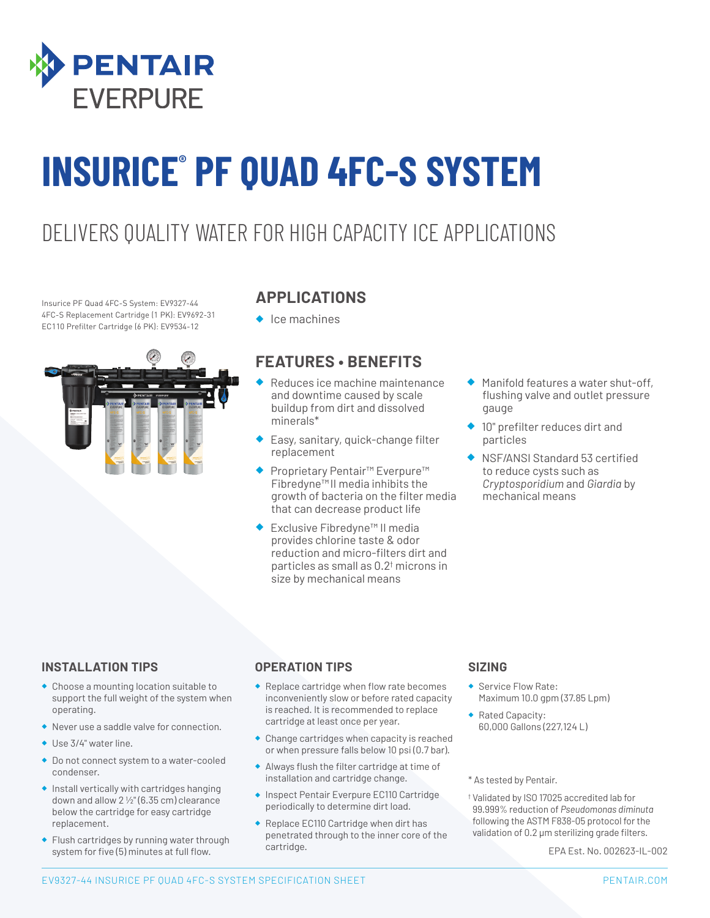PENTAIR EVERPURE

# INSURICE® PF QUAD 4FC-S SYSTEM

## DELIVERS QUALITY WATER FOR HIGH CAPACITY ICE APPLICATIONS

Insurice PF Quad 4FC-S System: EV9327-44
4FC-S Replacement Cartridge (1 PK): EV9692-31
EC110 Prefilter Cartridge (6 PK): EV9534-12

## APPLICATIONS

- Ice machines

## FEATURES • BENEFITS

- Reduces ice machine maintenance and downtime caused by scale buildup from dirt and dissolved minerals*
- Easy, sanitary, quick-change filter replacement
- Proprietary Pentair™ Everpure™ Fibredyne™ II media inhibits the growth of bacteria on the filter media that can decrease product life
- Exclusive Fibredyne™ II media provides chlorine taste & odor reduction and micro-filters dirt and particles as small as 0.2† microns in size by mechanical means
- Manifold features a water shut-off, flushing valve and outlet pressure gauge
- 10" prefilter reduces dirt and particles
- NSF/ANSI Standard 53 certified to reduce cysts such as *Cryptosporidium* and *Giardia* by mechanical means

### INSTALLATION TIPS

- Choose a mounting location suitable to support the full weight of the system when operating.
- Never use a saddle valve for connection.
- Use 3/4" water line.
- Do not connect system to a water-cooled condenser.
- Install vertically with cartridges hanging down and allow 2 ½" (6.35 cm) clearance below the cartridge for easy cartridge replacement.
- Flush cartridges by running water through system for five (5) minutes at full flow.

### OPERATION TIPS

- Replace cartridge when flow rate becomes inconveniently slow or before rated capacity is reached. It is recommended to replace cartridge at least once per year.
- Change cartridges when capacity is reached or when pressure falls below 10 psi (0.7 bar).
- Always flush the filter cartridge at time of installation and cartridge change.
- Inspect Pentair Everpure EC110 Cartridge periodically to determine dirt load.
- Replace EC110 Cartridge when dirt has penetrated through to the inner core of the cartridge.

### SIZING

- Service Flow Rate:
  Maximum 10.0 gpm (37.85 Lpm)
- Rated Capacity:
  60,000 Gallons (227,124 L)

\* As tested by Pentair.

† Validated by ISO 17025 accredited lab for 99.999% reduction of *Pseudomonas diminuta* following the ASTM F838-05 protocol for the validation of 0.2 µm sterilizing grade filters.

EPA Est. No. 002623-IL-002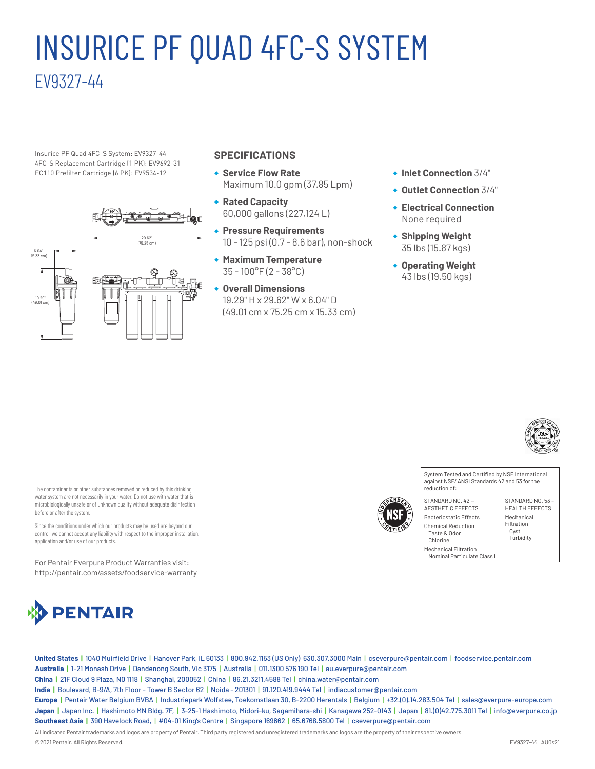# INSURICE PF QUAD 4FC-S SYSTEM

## EV9327-44

Insurice PF Quad 4FC-S System: EV9327-44
4FC-S Replacement Cartridge (1 PK): EV9692-31
EC110 Prefilter Cartridge (6 PK): EV9534-12

6.04"
15.33 cm)

29.62"
(75.25 cm)

19.29"
(49.01 cm)

## SPECIFICATIONS

- **Service Flow Rate**
  Maximum 10.0 gpm (37.85 Lpm)
- **Rated Capacity**
  60,000 gallons (227,124 L)
- **Pressure Requirements**
  10 - 125 psi (0.7 - 8.6 bar), non-shock
- **Maximum Temperature**
  35 - 100°F (2 - 38°C)
- **Overall Dimensions**
  19.29" H x 29.62" W x 6.04" D
  (49.01 cm x 75.25 cm x 15.33 cm)
- **Inlet Connection** 3/4"
- **Outlet Connection** 3/4"
- **Electrical Connection**
  None required
- **Shipping Weight**
  35 lbs (15.87 kgs)
- **Operating Weight**
  43 lbs (19.50 kgs)

The contaminants or other substances removed or reduced by this drinking water system are not necessarily in your water. Do not use with water that is microbiologically unsafe or of unknown quality without adequate disinfection before or after the system.

Since the conditions under which our products may be used are beyond our control, we cannot accept any liability with respect to the improper installation, application and/or use of our products.

For Pentair Everpure Product Warranties visit:
http://pentair.com/assets/foodservice-warranty

System Tested and Certified by NSF International against NSF/ ANSI Standards 42 and 53 for the reduction of:

| STANDARD NO. 42 – AESTHETIC EFFECTS | STANDARD NO. 53 – HEALTH EFFECTS |
| --- | --- |
| Bacteriostatic Effects | Mechanical Filtration |
| Chemical Reduction | Cyst |
| Taste & Odor | Turbidity |
| Chlorine | |
| Mechanical Filtration | |
| Nominal Particulate Class I | |

PENTAIR

**United States** | 1040 Muirfield Drive | Hanover Park, IL 60133 | 800.942.1153 (US Only) 630.307.3000 Main | cseverpure@pentair.com | foodservice.pentair.com
**Australia** | 1-21 Monash Drive | Dandenong South, Vic 3175 | Australia | 011.1300 576 190 Tel | au.everpure@pentair.com
**China** | 21F Cloud 9 Plaza, NO 1118 | Shanghai, 200052 | China | 86.21.3211.4588 Tel | china.water@pentair.com
**India** | Boulevard, B-9/A, 7th Floor - Tower B Sector 62 | Noida - 201301 | 91.120.419.9444 Tel | indiacustomer@pentair.com
**Europe** | Pentair Water Belgium BVBA | Industriepark Wolfstee, Toekomstlaan 30, B-2200 Herentals | Belgium | +32.(0).14.283.504 Tel | sales@everpure-europe.com
**Japan** | Japan Inc. | Hashimoto MN Bldg. 7F, | 3-25-1 Hashimoto, Midori-ku, Sagamihara-shi | Kanagawa 252-0143 | Japan | 81.(0)42.775.3011 Tel | info@everpure.co.jp
**Southeast Asia** | 390 Havelock Road, | #04-01 King's Centre | Singapore 169662 | 65.6768.5800 Tel | cseverpure@pentair.com

All indicated Pentair trademarks and logos are property of Pentair. Third party registered and unregistered trademarks and logos are the property of their respective owners.

©2021 Pentair. All Rights Reserved.

EV9327-44 AU0s21